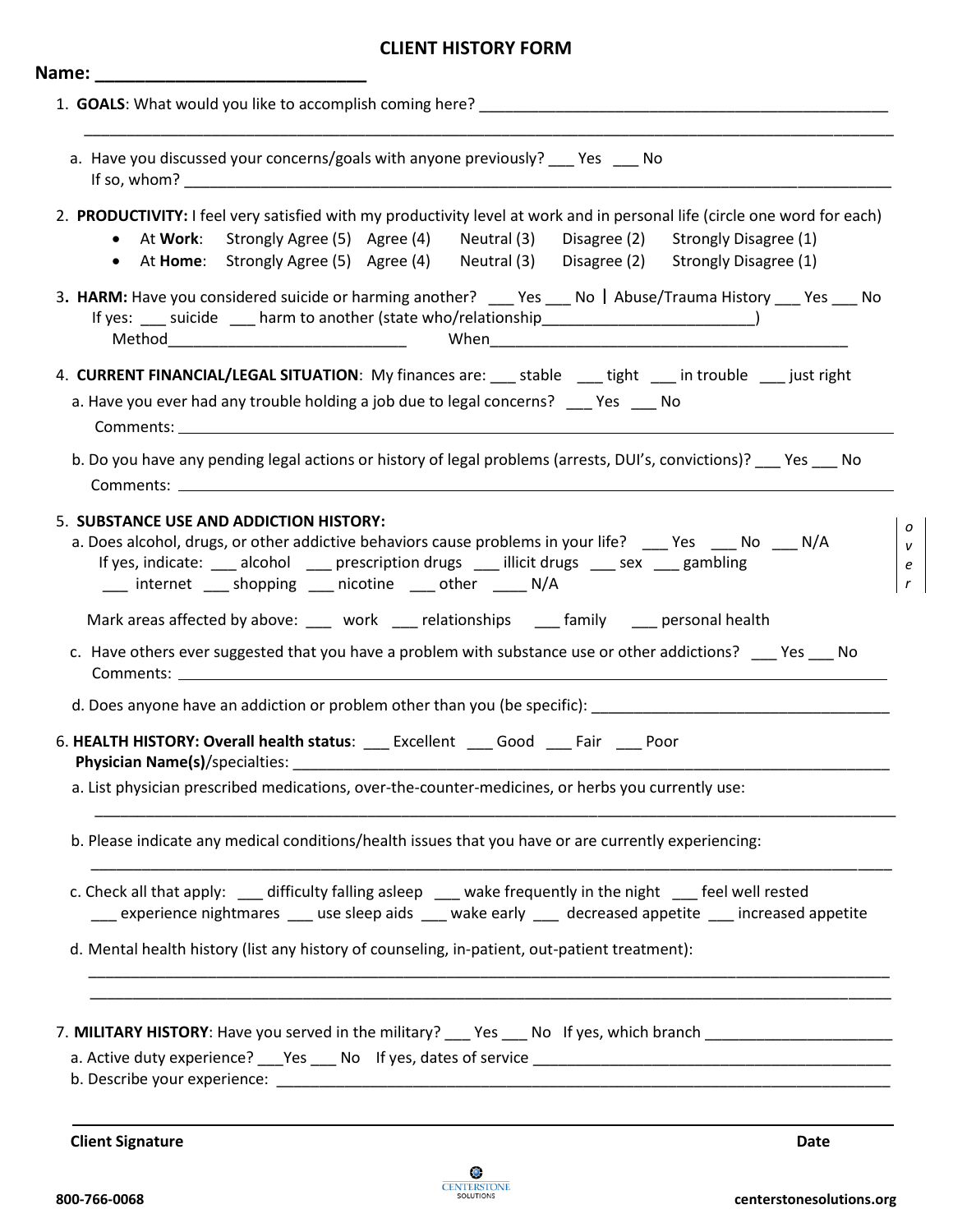# CLIENT HISTORY FORM

**Name: ___________________________**

1. **GOALS**: What would you like to accomplish coming here? ______________________________________________

   ____________________________________________________________________________________________

   a. Have you discussed your concerns/goals with anyone previously? ___ Yes ___ No
      If so, whom? ______________________________________________________________________________

2. **PRODUCTIVITY:** I feel very satisfied with my productivity level at work and in personal life (circle one word for each)
   - At **Work**: Strongly Agree (5) Agree (4) Neutral (3) Disagree (2) Strongly Disagree (1)
   - At **Home**: Strongly Agree (5) Agree (4) Neutral (3) Disagree (2) Strongly Disagree (1)

3. **HARM:** Have you considered suicide or harming another? ___ Yes ___ No | Abuse/Trauma History ___ Yes ___ No
   If yes: ___ suicide ___ harm to another (state who/relationship_________________________)
   Method____________________________ When__________________________________________

4. **CURRENT FINANCIAL/LEGAL SITUATION**: My finances are: ___ stable ___ tight ___ in trouble ___ just right

   a. Have you ever had any trouble holding a job due to legal concerns? ___ Yes ___ No
      Comments: ________________________________________________________________________

   b. Do you have any pending legal actions or history of legal problems (arrests, DUI's, convictions)? ___ Yes ___ No
      Comments: ________________________________________________________________________

5. **SUBSTANCE USE AND ADDICTION HISTORY:**

   a. Does alcohol, drugs, or other addictive behaviors cause problems in your life? ___ Yes ___ No ___ N/A
      If yes, indicate: ___ alcohol ___ prescription drugs ___ illicit drugs ___ sex ___ gambling
      ___ internet ___ shopping ___ nicotine ___ other ____ N/A

   Mark areas affected by above: ___ work ___ relationships ___ family ___ personal health

   c. Have others ever suggested that you have a problem with substance use or other addictions? ___ Yes ___ No
      Comments: ________________________________________________________________________

   d. Does anyone have an addiction or problem other than you (be specific): ___________________________________

6. **HEALTH HISTORY: Overall health status**: ___ Excellent ___ Good ___ Fair ___ Poor
   **Physician Name(s)**/specialties: __________________________________________________________________

   a. List physician prescribed medications, over-the-counter-medicines, or herbs you currently use:

      ____________________________________________________________________________________

   b. Please indicate any medical conditions/health issues that you have or are currently experiencing:

      ____________________________________________________________________________________

   c. Check all that apply: ___ difficulty falling asleep ___ wake frequently in the night ___ feel well rested
      ___ experience nightmares ___ use sleep aids ___ wake early ___ decreased appetite ___ increased appetite

   d. Mental health history (list any history of counseling, in-patient, out-patient treatment):

      ____________________________________________________________________________________

      ____________________________________________________________________________________

7. **MILITARY HISTORY**: Have you served in the military? ___ Yes ___ No If yes, which branch ______________________

   a. Active duty experience? ___Yes ___ No If yes, dates of service __________________________________________

   b. Describe your experience: ________________________________________________________________

over

____________________________________________________________________________________________

**Client Signature** **Date**

CENTERSTONE SOLUTIONS

**800-766-0068** **centerstonesolutions.org**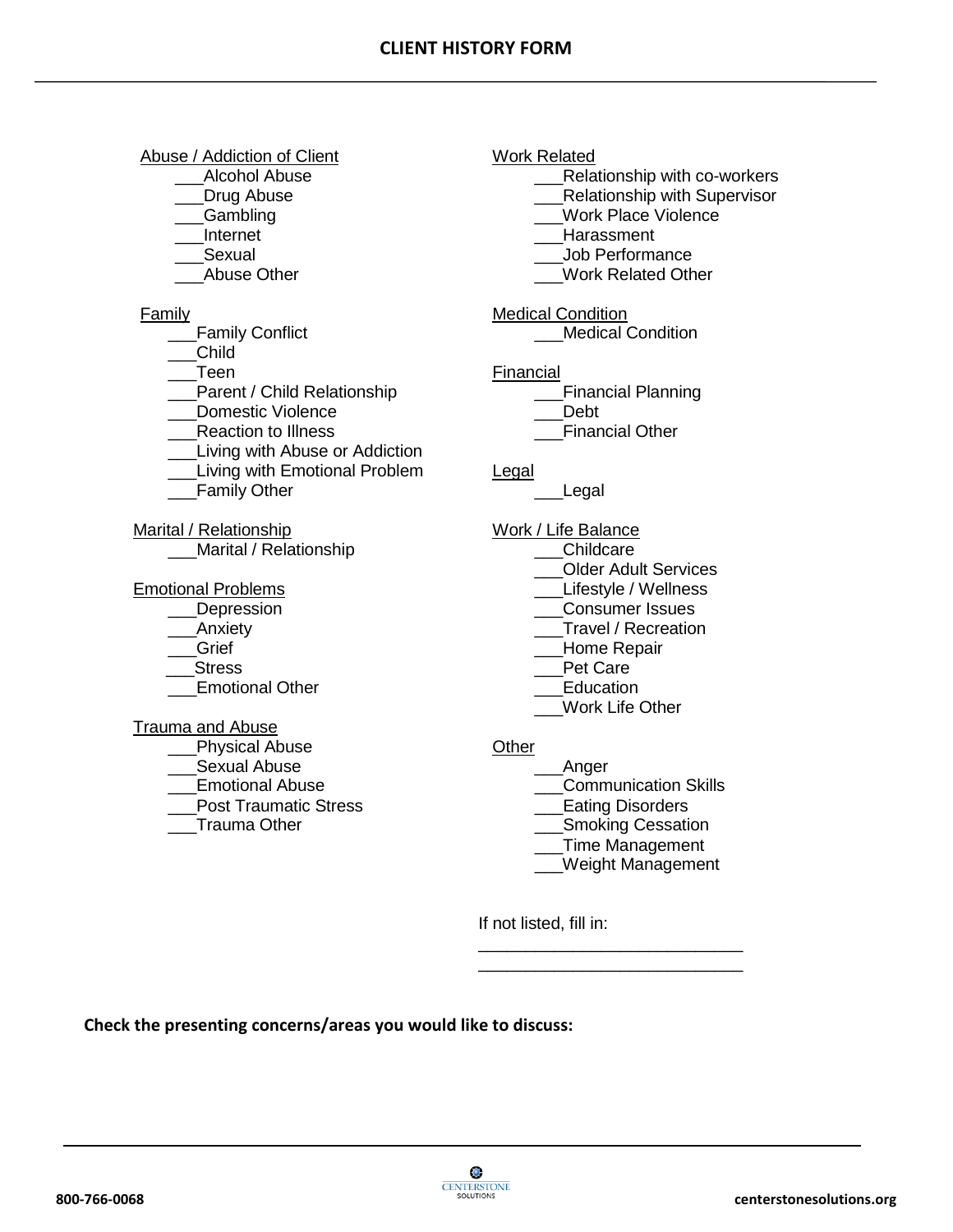# CLIENT HISTORY FORM

Abuse / Addiction of Client

___Alcohol Abuse
___Drug Abuse
___Gambling
___Internet
___Sexual
___Abuse Other

Family

___Family Conflict
___Child
___Teen
___Parent / Child Relationship
___Domestic Violence
___Reaction to Illness
___Living with Abuse or Addiction
___Living with Emotional Problem
___Family Other

Marital / Relationship

___Marital / Relationship

Emotional Problems

___Depression
___Anxiety
___Grief
___Stress
___Emotional Other

Trauma and Abuse

___Physical Abuse
___Sexual Abuse
___Emotional Abuse
___Post Traumatic Stress
___Trauma Other

Work Related

___Relationship with co-workers
___Relationship with Supervisor
___Work Place Violence
___Harassment
___Job Performance
___Work Related Other

Medical Condition

___Medical Condition

Financial

___Financial Planning
___Debt
___Financial Other

Legal

___Legal

Work / Life Balance

___Childcare
___Older Adult Services
___Lifestyle / Wellness
___Consumer Issues
___Travel / Recreation
___Home Repair
___Pet Care
___Education
___Work Life Other

Other

___Anger
___Communication Skills
___Eating Disorders
___Smoking Cessation
___Time Management
___Weight Management

If not listed, fill in:

___________________________
___________________________

**Check the presenting concerns/areas you would like to discuss:**

**800-766-0068** CENTERSTONE SOLUTIONS **centerstonesolutions.org**